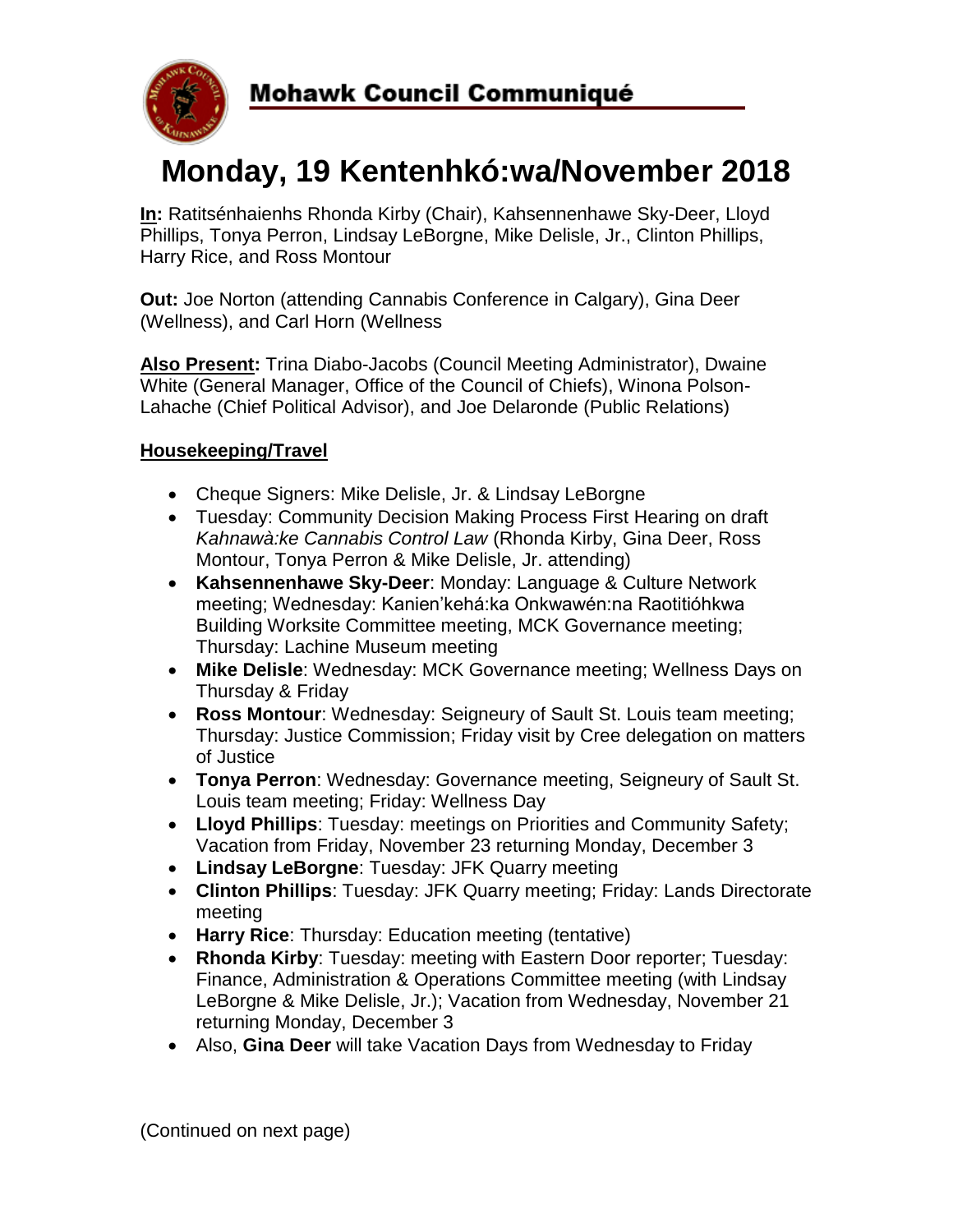## Mohawk Council Communiqué

# Monday, 19 Kentenhkó:wa/November 2018

**In:** Ratitsénhaienhs Rhonda Kirby (Chair), Kahsennenhawe Sky-Deer, Lloyd Phillips, Tonya Perron, Lindsay LeBorgne, Mike Delisle, Jr., Clinton Phillips, Harry Rice, and Ross Montour

**Out:** Joe Norton (attending Cannabis Conference in Calgary), Gina Deer (Wellness), and Carl Horn (Wellness

**Also Present:** Trina Diabo-Jacobs (Council Meeting Administrator), Dwaine White (General Manager, Office of the Council of Chiefs), Winona Polson-Lahache (Chief Political Advisor), and Joe Delaronde (Public Relations)

**Housekeeping/Travel**

- Cheque Signers: Mike Delisle, Jr. & Lindsay LeBorgne
- Tuesday: Community Decision Making Process First Hearing on draft *Kahnawà:ke Cannabis Control Law* (Rhonda Kirby, Gina Deer, Ross Montour, Tonya Perron & Mike Delisle, Jr. attending)
- **Kahsennenhawe Sky-Deer**: Monday: Language & Culture Network meeting; Wednesday: Kanien'kehá:ka Onkwawén:na Raotitióhkwa Building Worksite Committee meeting, MCK Governance meeting; Thursday: Lachine Museum meeting
- **Mike Delisle**: Wednesday: MCK Governance meeting; Wellness Days on Thursday & Friday
- **Ross Montour**: Wednesday: Seigneury of Sault St. Louis team meeting; Thursday: Justice Commission; Friday visit by Cree delegation on matters of Justice
- **Tonya Perron**: Wednesday: Governance meeting, Seigneury of Sault St. Louis team meeting; Friday: Wellness Day
- **Lloyd Phillips**: Tuesday: meetings on Priorities and Community Safety; Vacation from Friday, November 23 returning Monday, December 3
- **Lindsay LeBorgne**: Tuesday: JFK Quarry meeting
- **Clinton Phillips**: Tuesday: JFK Quarry meeting; Friday: Lands Directorate meeting
- **Harry Rice**: Thursday: Education meeting (tentative)
- **Rhonda Kirby**: Tuesday: meeting with Eastern Door reporter; Tuesday: Finance, Administration & Operations Committee meeting (with Lindsay LeBorgne & Mike Delisle, Jr.); Vacation from Wednesday, November 21 returning Monday, December 3
- Also, **Gina Deer** will take Vacation Days from Wednesday to Friday

(Continued on next page)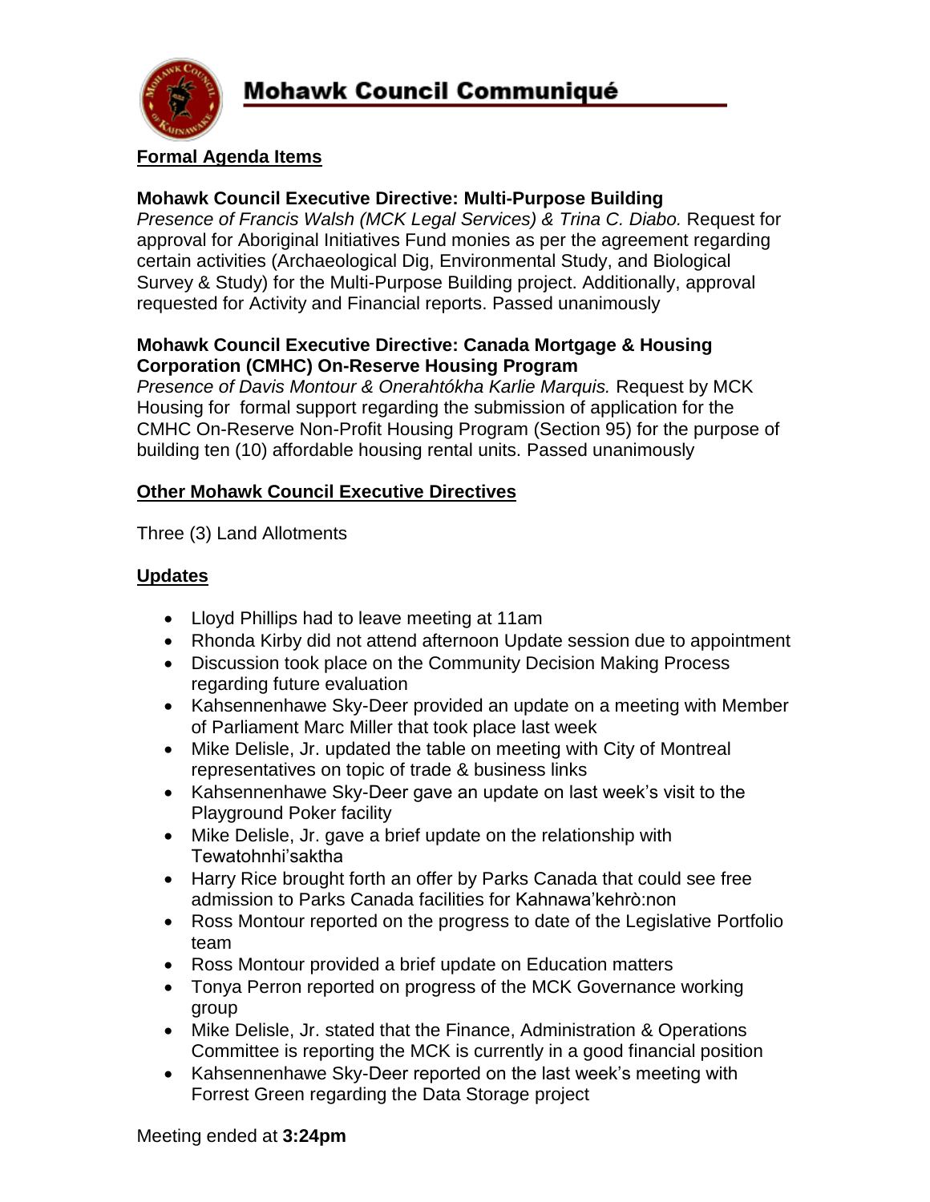# Mohawk Council Communiqué

## Formal Agenda Items

### Mohawk Council Executive Directive: Multi-Purpose Building

*Presence of Francis Walsh (MCK Legal Services) & Trina C. Diabo.* Request for approval for Aboriginal Initiatives Fund monies as per the agreement regarding certain activities (Archaeological Dig, Environmental Study, and Biological Survey & Study) for the Multi-Purpose Building project. Additionally, approval requested for Activity and Financial reports. Passed unanimously

### Mohawk Council Executive Directive: Canada Mortgage & Housing Corporation (CMHC) On-Reserve Housing Program

*Presence of Davis Montour & Onerahtókha Karlie Marquis.* Request by MCK Housing for formal support regarding the submission of application for the CMHC On-Reserve Non-Profit Housing Program (Section 95) for the purpose of building ten (10) affordable housing rental units. Passed unanimously

## Other Mohawk Council Executive Directives

Three (3) Land Allotments

## Updates

- Lloyd Phillips had to leave meeting at 11am
- Rhonda Kirby did not attend afternoon Update session due to appointment
- Discussion took place on the Community Decision Making Process regarding future evaluation
- Kahsennenhawe Sky-Deer provided an update on a meeting with Member of Parliament Marc Miller that took place last week
- Mike Delisle, Jr. updated the table on meeting with City of Montreal representatives on topic of trade & business links
- Kahsennenhawe Sky-Deer gave an update on last week's visit to the Playground Poker facility
- Mike Delisle, Jr. gave a brief update on the relationship with Tewatohnhi'saktha
- Harry Rice brought forth an offer by Parks Canada that could see free admission to Parks Canada facilities for Kahnawa'kehrò:non
- Ross Montour reported on the progress to date of the Legislative Portfolio team
- Ross Montour provided a brief update on Education matters
- Tonya Perron reported on progress of the MCK Governance working group
- Mike Delisle, Jr. stated that the Finance, Administration & Operations Committee is reporting the MCK is currently in a good financial position
- Kahsennenhawe Sky-Deer reported on the last week's meeting with Forrest Green regarding the Data Storage project

Meeting ended at **3:24pm**